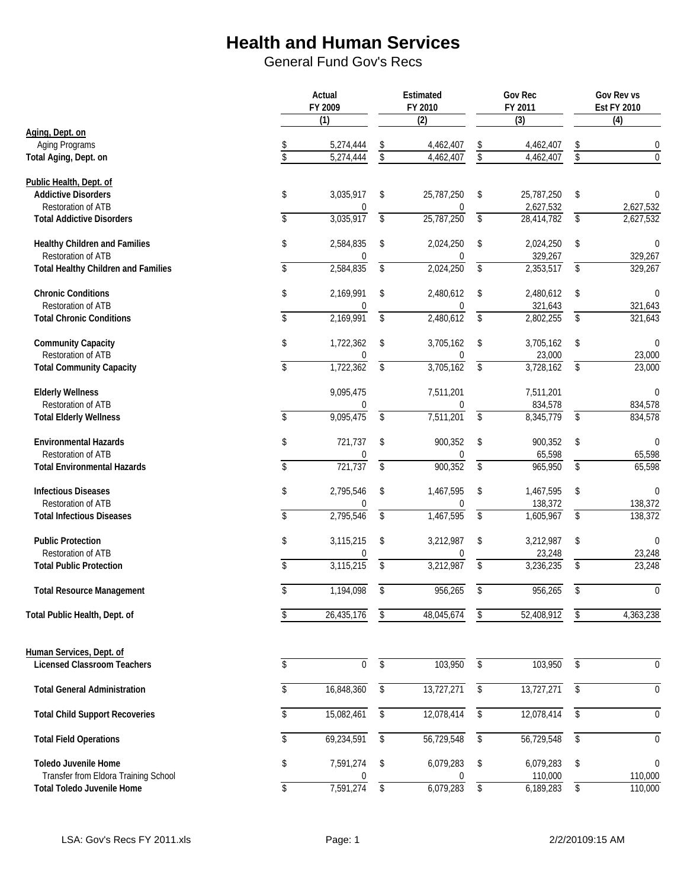# Health and Human Services

General Fund Gov's Recs

| | Actual FY 2009 (1) | Estimated FY 2010 (2) | Gov Rec FY 2011 (3) | Gov Rev vs Est FY 2010 (4) |
|---|---|---|---|---|
| **Aging, Dept. on** | | | | |
| Aging Programs | $ 5,274,444 | $ 4,462,407 | $ 4,462,407 | $ 0 |
| **Total Aging, Dept. on** | $ 5,274,444 | $ 4,462,407 | $ 4,462,407 | $ 0 |
| | | | | |
| **Public Health, Dept. of** | | | | |
| **Addictive Disorders** | $ 3,035,917 | $ 25,787,250 | $ 25,787,250 | $ 0 |
| Restoration of ATB | 0 | 0 | 2,627,532 | 2,627,532 |
| **Total Addictive Disorders** | $ 3,035,917 | $ 25,787,250 | $ 28,414,782 | $ 2,627,532 |
| | | | | |
| **Healthy Children and Families** | $ 2,584,835 | $ 2,024,250 | $ 2,024,250 | $ 0 |
| Restoration of ATB | 0 | 0 | 329,267 | 329,267 |
| **Total Healthy Children and Families** | $ 2,584,835 | $ 2,024,250 | $ 2,353,517 | $ 329,267 |
| | | | | |
| **Chronic Conditions** | $ 2,169,991 | $ 2,480,612 | $ 2,480,612 | $ 0 |
| Restoration of ATB | 0 | 0 | 321,643 | 321,643 |
| **Total Chronic Conditions** | $ 2,169,991 | $ 2,480,612 | $ 2,802,255 | $ 321,643 |
| | | | | |
| **Community Capacity** | $ 1,722,362 | $ 3,705,162 | $ 3,705,162 | $ 0 |
| Restoration of ATB | 0 | 0 | 23,000 | 23,000 |
| **Total Community Capacity** | $ 1,722,362 | $ 3,705,162 | $ 3,728,162 | $ 23,000 |
| | | | | |
| **Elderly Wellness** | 9,095,475 | 7,511,201 | 7,511,201 | 0 |
| Restoration of ATB | 0 | 0 | 834,578 | 834,578 |
| **Total Elderly Wellness** | $ 9,095,475 | $ 7,511,201 | $ 8,345,779 | $ 834,578 |
| | | | | |
| **Environmental Hazards** | $ 721,737 | $ 900,352 | $ 900,352 | $ 0 |
| Restoration of ATB | 0 | 0 | 65,598 | 65,598 |
| **Total Environmental Hazards** | $ 721,737 | $ 900,352 | $ 965,950 | $ 65,598 |
| | | | | |
| **Infectious Diseases** | $ 2,795,546 | $ 1,467,595 | $ 1,467,595 | $ 0 |
| Restoration of ATB | 0 | 0 | 138,372 | 138,372 |
| **Total Infectious Diseases** | $ 2,795,546 | $ 1,467,595 | $ 1,605,967 | $ 138,372 |
| | | | | |
| **Public Protection** | $ 3,115,215 | $ 3,212,987 | $ 3,212,987 | $ 0 |
| Restoration of ATB | 0 | 0 | 23,248 | 23,248 |
| **Total Public Protection** | $ 3,115,215 | $ 3,212,987 | $ 3,236,235 | $ 23,248 |
| | | | | |
| **Total Resource Management** | $ 1,194,098 | $ 956,265 | $ 956,265 | $ 0 |
| | | | | |
| **Total Public Health, Dept. of** | $ 26,435,176 | $ 48,045,674 | $ 52,408,912 | $ 4,363,238 |
| | | | | |
| **Human Services, Dept. of** | | | | |
| **Licensed Classroom Teachers** | $ 0 | $ 103,950 | $ 103,950 | $ 0 |
| | | | | |
| **Total General Administration** | $ 16,848,360 | $ 13,727,271 | $ 13,727,271 | $ 0 |
| | | | | |
| **Total Child Support Recoveries** | $ 15,082,461 | $ 12,078,414 | $ 12,078,414 | $ 0 |
| | | | | |
| **Total Field Operations** | $ 69,234,591 | $ 56,729,548 | $ 56,729,548 | $ 0 |
| | | | | |
| **Toledo Juvenile Home** | $ 7,591,274 | $ 6,079,283 | $ 6,079,283 | $ 0 |
| Transfer from Eldora Training School | 0 | 0 | 110,000 | 110,000 |
| **Total Toledo Juvenile Home** | $ 7,591,274 | $ 6,079,283 | $ 6,189,283 | $ 110,000 |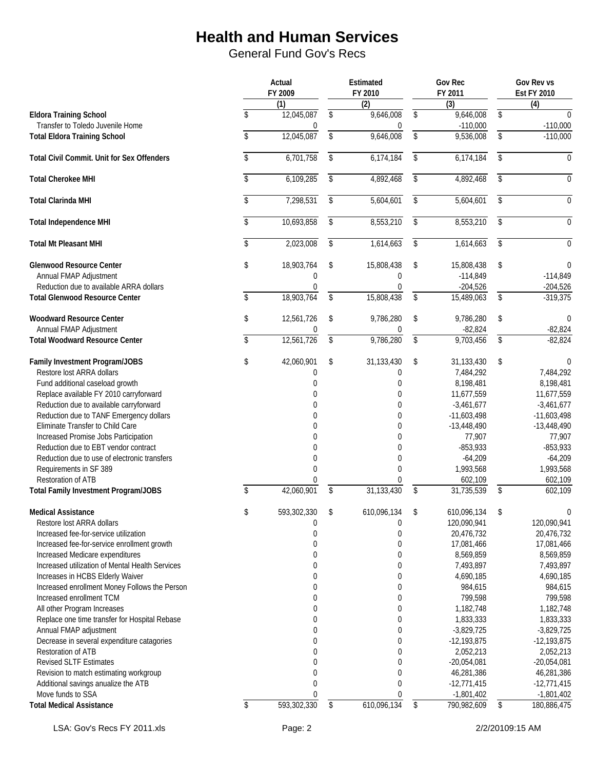# Health and Human Services

General Fund Gov's Recs

| | Actual FY 2009 (1) | Estimated FY 2010 (2) | Gov Rec FY 2011 (3) | Gov Rev vs Est FY 2010 (4) |
|---|---|---|---|---|
| **Eldora Training School** | $ 12,045,087 | $ 9,646,008 | $ 9,646,008 | $ 0 |
| Transfer to Toledo Juvenile Home | 0 | 0 | -110,000 | -110,000 |
| **Total Eldora Training School** | $ 12,045,087 | $ 9,646,008 | $ 9,536,008 | $ -110,000 |
| | | | | |
| **Total Civil Commit. Unit for Sex Offenders** | $ 6,701,758 | $ 6,174,184 | $ 6,174,184 | $ 0 |
| | | | | |
| **Total Cherokee MHI** | $ 6,109,285 | $ 4,892,468 | $ 4,892,468 | $ 0 |
| | | | | |
| **Total Clarinda MHI** | $ 7,298,531 | $ 5,604,601 | $ 5,604,601 | $ 0 |
| | | | | |
| **Total Independence MHI** | $ 10,693,858 | $ 8,553,210 | $ 8,553,210 | $ 0 |
| | | | | |
| **Total Mt Pleasant MHI** | $ 2,023,008 | $ 1,614,663 | $ 1,614,663 | $ 0 |
| | | | | |
| **Glenwood Resource Center** | $ 18,903,764 | $ 15,808,438 | $ 15,808,438 | $ 0 |
| Annual FMAP Adjustment | 0 | 0 | -114,849 | -114,849 |
| Reduction due to available ARRA dollars | 0 | 0 | -204,526 | -204,526 |
| **Total Glenwood Resource Center** | $ 18,903,764 | $ 15,808,438 | $ 15,489,063 | $ -319,375 |
| | | | | |
| **Woodward Resource Center** | $ 12,561,726 | $ 9,786,280 | $ 9,786,280 | $ 0 |
| Annual FMAP Adjustment | 0 | 0 | -82,824 | -82,824 |
| **Total Woodward Resource Center** | $ 12,561,726 | $ 9,786,280 | $ 9,703,456 | $ -82,824 |
| | | | | |
| **Family Investment Program/JOBS** | $ 42,060,901 | $ 31,133,430 | $ 31,133,430 | $ 0 |
| Restore lost ARRA dollars | 0 | 0 | 7,484,292 | 7,484,292 |
| Fund additional caseload growth | 0 | 0 | 8,198,481 | 8,198,481 |
| Replace available FY 2010 carryforward | 0 | 0 | 11,677,559 | 11,677,559 |
| Reduction due to available carryforward | 0 | 0 | -3,461,677 | -3,461,677 |
| Reduction due to TANF Emergency dollars | 0 | 0 | -11,603,498 | -11,603,498 |
| Eliminate Transfer to Child Care | 0 | 0 | -13,448,490 | -13,448,490 |
| Increased Promise Jobs Participation | 0 | 0 | 77,907 | 77,907 |
| Reduction due to EBT vendor contract | 0 | 0 | -853,933 | -853,933 |
| Reduction due to use of electronic transfers | 0 | 0 | -64,209 | -64,209 |
| Requirements in SF 389 | 0 | 0 | 1,993,568 | 1,993,568 |
| Restoration of ATB | 0 | 0 | 602,109 | 602,109 |
| **Total Family Investment Program/JOBS** | $ 42,060,901 | $ 31,133,430 | $ 31,735,539 | $ 602,109 |
| | | | | |
| **Medical Assistance** | $ 593,302,330 | $ 610,096,134 | $ 610,096,134 | $ 0 |
| Restore lost ARRA dollars | 0 | 0 | 120,090,941 | 120,090,941 |
| Increased fee-for-service utilization | 0 | 0 | 20,476,732 | 20,476,732 |
| Increased fee-for-service enrollment growth | 0 | 0 | 17,081,466 | 17,081,466 |
| Increased Medicare expenditures | 0 | 0 | 8,569,859 | 8,569,859 |
| Increased utilization of Mental Health Services | 0 | 0 | 7,493,897 | 7,493,897 |
| Increases in HCBS Elderly Waiver | 0 | 0 | 4,690,185 | 4,690,185 |
| Increased enrollment Money Follows the Person | 0 | 0 | 984,615 | 984,615 |
| Increased enrollment TCM | 0 | 0 | 799,598 | 799,598 |
| All other Program Increases | 0 | 0 | 1,182,748 | 1,182,748 |
| Replace one time transfer for Hospital Rebase | 0 | 0 | 1,833,333 | 1,833,333 |
| Annual FMAP adjustment | 0 | 0 | -3,829,725 | -3,829,725 |
| Decrease in several expenditure catagories | 0 | 0 | -12,193,875 | -12,193,875 |
| Restoration of ATB | 0 | 0 | 2,052,213 | 2,052,213 |
| Revised SLTF Estimates | 0 | 0 | -20,054,081 | -20,054,081 |
| Revision to match estimating workgroup | 0 | 0 | 46,281,386 | 46,281,386 |
| Additional savings anualize the ATB | 0 | 0 | -12,771,415 | -12,771,415 |
| Move funds to SSA | 0 | 0 | -1,801,402 | -1,801,402 |
| **Total Medical Assistance** | $ 593,302,330 | $ 610,096,134 | $ 790,982,609 | $ 180,886,475 |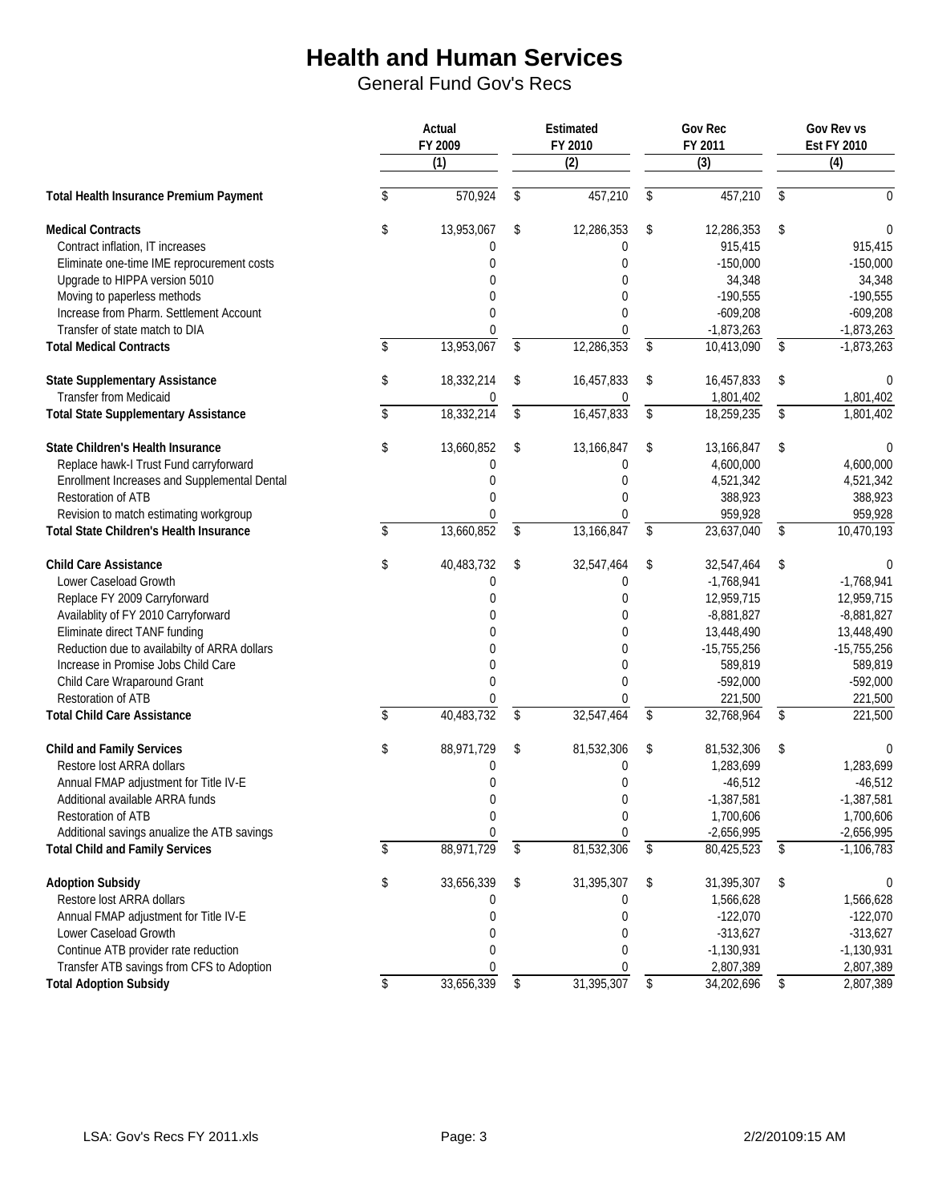# Health and Human Services

General Fund Gov's Recs

| | Actual FY 2009 (1) | Estimated FY 2010 (2) | Gov Rec FY 2011 (3) | Gov Rev vs Est FY 2010 (4) |
|---|---|---|---|---|
| **Total Health Insurance Premium Payment** | $ 570,924 | $ 457,210 | $ 457,210 | $ 0 |
| | | | | |
| **Medical Contracts** | $ 13,953,067 | $ 12,286,353 | $ 12,286,353 | $ 0 |
| Contract inflation, IT increases | 0 | 0 | 915,415 | 915,415 |
| Eliminate one-time IME reprocurement costs | 0 | 0 | -150,000 | -150,000 |
| Upgrade to HIPPA version 5010 | 0 | 0 | 34,348 | 34,348 |
| Moving to paperless methods | 0 | 0 | -190,555 | -190,555 |
| Increase from Pharm. Settlement Account | 0 | 0 | -609,208 | -609,208 |
| Transfer of state match to DIA | 0 | 0 | -1,873,263 | -1,873,263 |
| **Total Medical Contracts** | $ 13,953,067 | $ 12,286,353 | $ 10,413,090 | $ -1,873,263 |
| | | | | |
| **State Supplementary Assistance** | $ 18,332,214 | $ 16,457,833 | $ 16,457,833 | $ 0 |
| Transfer from Medicaid | 0 | 0 | 1,801,402 | 1,801,402 |
| **Total State Supplementary Assistance** | $ 18,332,214 | $ 16,457,833 | $ 18,259,235 | $ 1,801,402 |
| | | | | |
| **State Children's Health Insurance** | $ 13,660,852 | $ 13,166,847 | $ 13,166,847 | $ 0 |
| Replace hawk-I Trust Fund carryforward | 0 | 0 | 4,600,000 | 4,600,000 |
| Enrollment Increases and Supplemental Dental | 0 | 0 | 4,521,342 | 4,521,342 |
| Restoration of ATB | 0 | 0 | 388,923 | 388,923 |
| Revision to match estimating workgroup | 0 | 0 | 959,928 | 959,928 |
| **Total State Children's Health Insurance** | $ 13,660,852 | $ 13,166,847 | $ 23,637,040 | $ 10,470,193 |
| | | | | |
| **Child Care Assistance** | $ 40,483,732 | $ 32,547,464 | $ 32,547,464 | $ 0 |
| Lower Caseload Growth | 0 | 0 | -1,768,941 | -1,768,941 |
| Replace FY 2009 Carryforward | 0 | 0 | 12,959,715 | 12,959,715 |
| Availablity of FY 2010 Carryforward | 0 | 0 | -8,881,827 | -8,881,827 |
| Eliminate direct TANF funding | 0 | 0 | 13,448,490 | 13,448,490 |
| Reduction due to availabilty of ARRA dollars | 0 | 0 | -15,755,256 | -15,755,256 |
| Increase in Promise Jobs Child Care | 0 | 0 | 589,819 | 589,819 |
| Child Care Wraparound Grant | 0 | 0 | -592,000 | -592,000 |
| Restoration of ATB | 0 | 0 | 221,500 | 221,500 |
| **Total Child Care Assistance** | $ 40,483,732 | $ 32,547,464 | $ 32,768,964 | $ 221,500 |
| | | | | |
| **Child and Family Services** | $ 88,971,729 | $ 81,532,306 | $ 81,532,306 | $ 0 |
| Restore lost ARRA dollars | 0 | 0 | 1,283,699 | 1,283,699 |
| Annual FMAP adjustment for Title IV-E | 0 | 0 | -46,512 | -46,512 |
| Additional available ARRA funds | 0 | 0 | -1,387,581 | -1,387,581 |
| Restoration of ATB | 0 | 0 | 1,700,606 | 1,700,606 |
| Additional savings anualize the ATB savings | 0 | 0 | -2,656,995 | -2,656,995 |
| **Total Child and Family Services** | $ 88,971,729 | $ 81,532,306 | $ 80,425,523 | $ -1,106,783 |
| | | | | |
| **Adoption Subsidy** | $ 33,656,339 | $ 31,395,307 | $ 31,395,307 | $ 0 |
| Restore lost ARRA dollars | 0 | 0 | 1,566,628 | 1,566,628 |
| Annual FMAP adjustment for Title IV-E | 0 | 0 | -122,070 | -122,070 |
| Lower Caseload Growth | 0 | 0 | -313,627 | -313,627 |
| Continue ATB provider rate reduction | 0 | 0 | -1,130,931 | -1,130,931 |
| Transfer ATB savings from CFS to Adoption | 0 | 0 | 2,807,389 | 2,807,389 |
| **Total Adoption Subsidy** | $ 33,656,339 | $ 31,395,307 | $ 34,202,696 | $ 2,807,389 |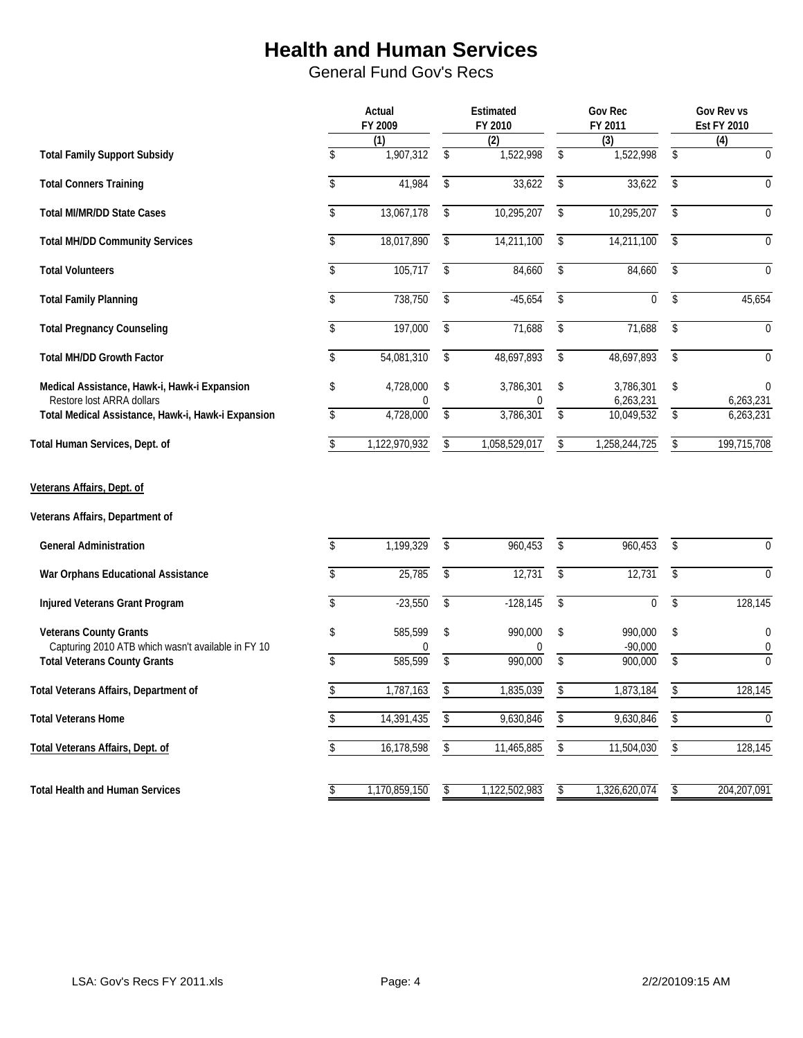# Health and Human Services

General Fund Gov's Recs

| | Actual FY 2009 (1) | Estimated FY 2010 (2) | Gov Rec FY 2011 (3) | Gov Rev vs Est FY 2010 (4) |
|---|---|---|---|---|
| **Total Family Support Subsidy** | $ 1,907,312 | $ 1,522,998 | $ 1,522,998 | $ 0 |
| **Total Conners Training** | $ 41,984 | $ 33,622 | $ 33,622 | $ 0 |
| **Total MI/MR/DD State Cases** | $ 13,067,178 | $ 10,295,207 | $ 10,295,207 | $ 0 |
| **Total MH/DD Community Services** | $ 18,017,890 | $ 14,211,100 | $ 14,211,100 | $ 0 |
| **Total Volunteers** | $ 105,717 | $ 84,660 | $ 84,660 | $ 0 |
| **Total Family Planning** | $ 738,750 | $ -45,654 | $ 0 | $ 45,654 |
| **Total Pregnancy Counseling** | $ 197,000 | $ 71,688 | $ 71,688 | $ 0 |
| **Total MH/DD Growth Factor** | $ 54,081,310 | $ 48,697,893 | $ 48,697,893 | $ 0 |
| **Medical Assistance, Hawk-i, Hawk-i Expansion** | $ 4,728,000 | $ 3,786,301 | $ 3,786,301 | $ 0 |
| Restore lost ARRA dollars | 0 | 0 | 6,263,231 | 6,263,231 |
| **Total Medical Assistance, Hawk-i, Hawk-i Expansion** | $ 4,728,000 | $ 3,786,301 | $ 10,049,532 | $ 6,263,231 |
| **Total Human Services, Dept. of** | $ 1,122,970,932 | $ 1,058,529,017 | $ 1,258,244,725 | $ 199,715,708 |
| | | | | |
| **Veterans Affairs, Dept. of** | | | | |
| **Veterans Affairs, Department of** | | | | |
| **General Administration** | $ 1,199,329 | $ 960,453 | $ 960,453 | $ 0 |
| **War Orphans Educational Assistance** | $ 25,785 | $ 12,731 | $ 12,731 | $ 0 |
| **Injured Veterans Grant Program** | $ -23,550 | $ -128,145 | $ 0 | $ 128,145 |
| **Veterans County Grants** | $ 585,599 | $ 990,000 | $ 990,000 | $ 0 |
| Capturing 2010 ATB which wasn't available in FY 10 | 0 | 0 | -90,000 | 0 |
| **Total Veterans County Grants** | $ 585,599 | $ 990,000 | $ 900,000 | $ 0 |
| **Total Veterans Affairs, Department of** | $ 1,787,163 | $ 1,835,039 | $ 1,873,184 | $ 128,145 |
| **Total Veterans Home** | $ 14,391,435 | $ 9,630,846 | $ 9,630,846 | $ 0 |
| **Total Veterans Affairs, Dept. of** | $ 16,178,598 | $ 11,465,885 | $ 11,504,030 | $ 128,145 |
| | | | | |
| **Total Health and Human Services** | $ 1,170,859,150 | $ 1,122,502,983 | $ 1,326,620,074 | $ 204,207,091 |